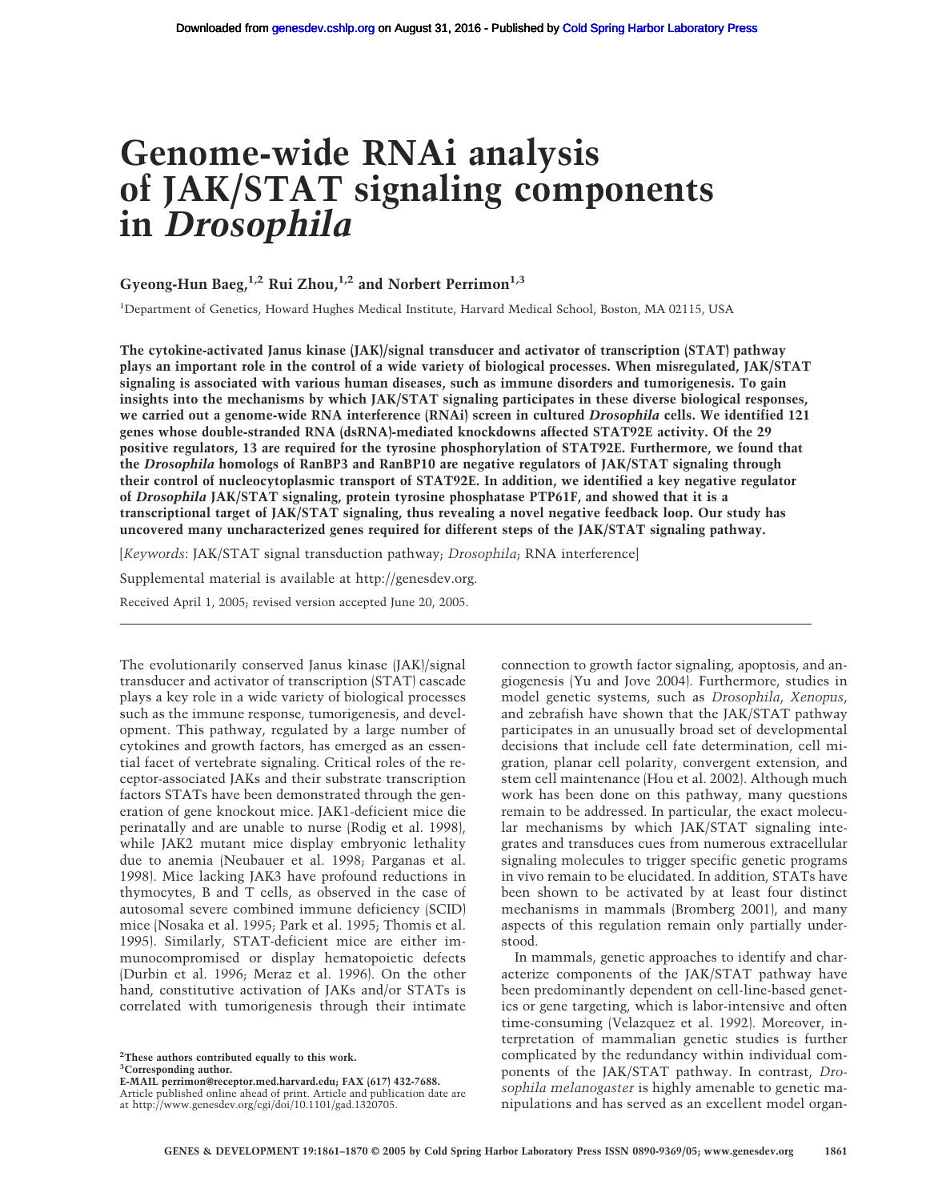# Genome-wide RNAi analysis of JAK/STAT signaling components in *Drosophila*

**Gyeong-Hun Baeg,[1,2] Rui Zhou,[1,2] and Norbert Perrimon[1,3]**

[1]Department of Genetics, Howard Hughes Medical Institute, Harvard Medical School, Boston, MA 02115, USA

**The cytokine-activated Janus kinase (JAK)/signal transducer and activator of transcription (STAT) pathway plays an important role in the control of a wide variety of biological processes. When misregulated, JAK/STAT signaling is associated with various human diseases, such as immune disorders and tumorigenesis. To gain insights into the mechanisms by which JAK/STAT signaling participates in these diverse biological responses, we carried out a genome-wide RNA interference (RNAi) screen in cultured *Drosophila* cells. We identified 121 genes whose double-stranded RNA (dsRNA)-mediated knockdowns affected STAT92E activity. Of the 29 positive regulators, 13 are required for the tyrosine phosphorylation of STAT92E. Furthermore, we found that the *Drosophila* homologs of RanBP3 and RanBP10 are negative regulators of JAK/STAT signaling through their control of nucleocytoplasmic transport of STAT92E. In addition, we identified a key negative regulator of *Drosophila* JAK/STAT signaling, protein tyrosine phosphatase PTP61F, and showed that it is a transcriptional target of JAK/STAT signaling, thus revealing a novel negative feedback loop. Our study has uncovered many uncharacterized genes required for different steps of the JAK/STAT signaling pathway.**

[*Keywords*: JAK/STAT signal transduction pathway; *Drosophila*; RNA interference]

Supplemental material is available at http://genesdev.org.

Received April 1, 2005; revised version accepted June 20, 2005.

---

The evolutionarily conserved Janus kinase (JAK)/signal transducer and activator of transcription (STAT) cascade plays a key role in a wide variety of biological processes such as the immune response, tumorigenesis, and development. This pathway, regulated by a large number of cytokines and growth factors, has emerged as an essential facet of vertebrate signaling. Critical roles of the receptor-associated JAKs and their substrate transcription factors STATs have been demonstrated through the generation of gene knockout mice. JAK1-deficient mice die perinatally and are unable to nurse (Rodig et al. 1998), while JAK2 mutant mice display embryonic lethality due to anemia (Neubauer et al. 1998; Parganas et al. 1998). Mice lacking JAK3 have profound reductions in thymocytes, B and T cells, as observed in the case of autosomal severe combined immune deficiency (SCID) mice (Nosaka et al. 1995; Park et al. 1995; Thomis et al. 1995). Similarly, STAT-deficient mice are either immunocompromised or display hematopoietic defects (Durbin et al. 1996; Meraz et al. 1996). On the other hand, constitutive activation of JAKs and/or STATs is correlated with tumorigenesis through their intimate connection to growth factor signaling, apoptosis, and angiogenesis (Yu and Jove 2004). Furthermore, studies in model genetic systems, such as *Drosophila*, *Xenopus*, and zebrafish have shown that the JAK/STAT pathway participates in an unusually broad set of developmental decisions that include cell fate determination, cell migration, planar cell polarity, convergent extension, and stem cell maintenance (Hou et al. 2002). Although much work has been done on this pathway, many questions remain to be addressed. In particular, the exact molecular mechanisms by which JAK/STAT signaling integrates and transduces cues from numerous extracellular signaling molecules to trigger specific genetic programs in vivo remain to be elucidated. In addition, STATs have been shown to be activated by at least four distinct mechanisms in mammals (Bromberg 2001), and many aspects of this regulation remain only partially understood.

In mammals, genetic approaches to identify and characterize components of the JAK/STAT pathway have been predominantly dependent on cell-line-based genetics or gene targeting, which is labor-intensive and often time-consuming (Velazquez et al. 1992). Moreover, interpretation of mammalian genetic studies is further complicated by the redundancy within individual components of the JAK/STAT pathway. In contrast, *Drosophila melanogaster* is highly amenable to genetic manipulations and has served as an excellent model organ-

[2]These authors contributed equally to this work.
[3]Corresponding author.
E-MAIL perrimon@receptor.med.harvard.edu; FAX (617) 432-7688.
Article published online ahead of print. Article and publication date are at http://www.genesdev.org/cgi/doi/10.1101/gad.1320705.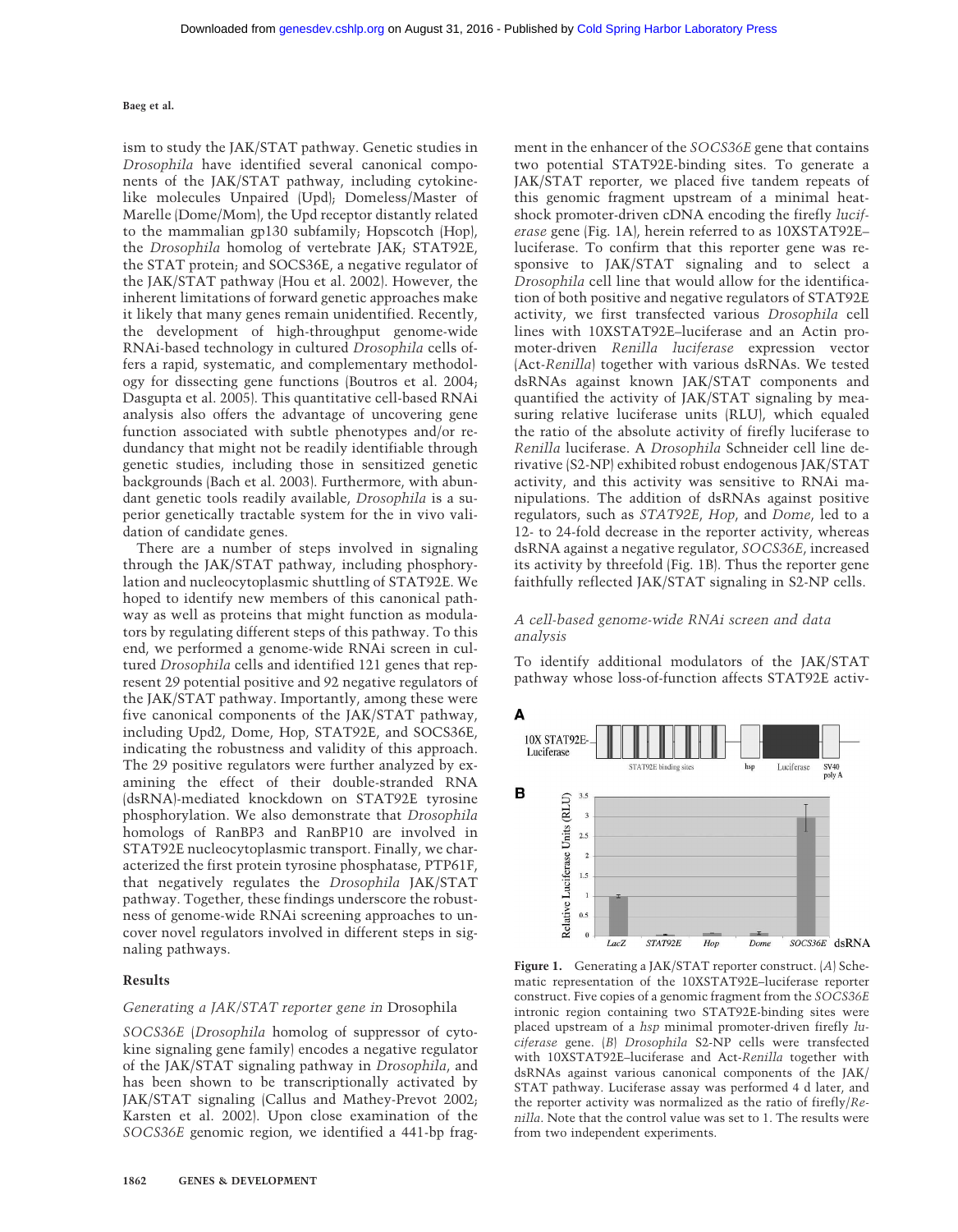ism to study the JAK/STAT pathway. Genetic studies in *Drosophila* have identified several canonical components of the JAK/STAT pathway, including cytokine-like molecules Unpaired (Upd); Domeless/Master of Marelle (Dome/Mom), the Upd receptor distantly related to the mammalian gp130 subfamily; Hopscotch (Hop), the *Drosophila* homolog of vertebrate JAK; STAT92E, the STAT protein; and SOCS36E, a negative regulator of the JAK/STAT pathway (Hou et al. 2002). However, the inherent limitations of forward genetic approaches make it likely that many genes remain unidentified. Recently, the development of high-throughput genome-wide RNAi-based technology in cultured *Drosophila* cells offers a rapid, systematic, and complementary methodology for dissecting gene functions (Boutros et al. 2004; Dasgupta et al. 2005). This quantitative cell-based RNAi analysis also offers the advantage of uncovering gene function associated with subtle phenotypes and/or redundancy that might not be readily identifiable through genetic studies, including those in sensitized genetic backgrounds (Bach et al. 2003). Furthermore, with abundant genetic tools readily available, *Drosophila* is a superior genetically tractable system for the in vivo validation of candidate genes.

There are a number of steps involved in signaling through the JAK/STAT pathway, including phosphorylation and nucleocytoplasmic shuttling of STAT92E. We hoped to identify new members of this canonical pathway as well as proteins that might function as modulators by regulating different steps of this pathway. To this end, we performed a genome-wide RNAi screen in cultured *Drosophila* cells and identified 121 genes that represent 29 potential positive and 92 negative regulators of the JAK/STAT pathway. Importantly, among these were five canonical components of the JAK/STAT pathway, including Upd2, Dome, Hop, STAT92E, and SOCS36E, indicating the robustness and validity of this approach. The 29 positive regulators were further analyzed by examining the effect of their double-stranded RNA (dsRNA)-mediated knockdown on STAT92E tyrosine phosphorylation. We also demonstrate that *Drosophila* homologs of RanBP3 and RanBP10 are involved in STAT92E nucleocytoplasmic transport. Finally, we characterized the first protein tyrosine phosphatase, PTP61F, that negatively regulates the *Drosophila* JAK/STAT pathway. Together, these findings underscore the robustness of genome-wide RNAi screening approaches to uncover novel regulators involved in different steps in signaling pathways.

## Results

### *Generating a JAK/STAT reporter gene in* Drosophila

*SOCS36E* (*Drosophila* homolog of suppressor of cytokine signaling gene family) encodes a negative regulator of the JAK/STAT signaling pathway in *Drosophila*, and has been shown to be transcriptionally activated by JAK/STAT signaling (Callus and Mathey-Prevot 2002; Karsten et al. 2002). Upon close examination of the *SOCS36E* genomic region, we identified a 441-bp fragment in the enhancer of the *SOCS36E* gene that contains two potential STAT92E-binding sites. To generate a JAK/STAT reporter, we placed five tandem repeats of this genomic fragment upstream of a minimal heat-shock promoter-driven cDNA encoding the firefly *luciferase* gene (Fig. 1A), herein referred to as 10XSTAT92E–luciferase. To confirm that this reporter gene was responsive to JAK/STAT signaling and to select a *Drosophila* cell line that would allow for the identification of both positive and negative regulators of STAT92E activity, we first transfected various *Drosophila* cell lines with 10XSTAT92E–luciferase and an Actin promoter-driven *Renilla luciferase* expression vector (Act-*Renilla*) together with various dsRNAs. We tested dsRNAs against known JAK/STAT components and quantified the activity of JAK/STAT signaling by measuring relative luciferase units (RLU), which equaled the ratio of the absolute activity of firefly luciferase to *Renilla* luciferase. A *Drosophila* Schneider cell line derivative (S2-NP) exhibited robust endogenous JAK/STAT activity, and this activity was sensitive to RNAi manipulations. The addition of dsRNAs against positive regulators, such as *STAT92E*, *Hop*, and *Dome*, led to a 12- to 24-fold decrease in the reporter activity, whereas dsRNA against a negative regulator, *SOCS36E*, increased its activity by threefold (Fig. 1B). Thus the reporter gene faithfully reflected JAK/STAT signaling in S2-NP cells.

### *A cell-based genome-wide RNAi screen and data analysis*

To identify additional modulators of the JAK/STAT pathway whose loss-of-function affects STAT92E activ-

**Figure 1.** Generating a JAK/STAT reporter construct. (*A*) Schematic representation of the 10XSTAT92E–luciferase reporter construct. Five copies of a genomic fragment from the *SOCS36E* intronic region containing two STAT92E-binding sites were placed upstream of a *hsp* minimal promoter-driven firefly *luciferase* gene. (*B*) *Drosophila* S2-NP cells were transfected with 10XSTAT92E–luciferase and Act-*Renilla* together with dsRNAs against various canonical components of the JAK/STAT pathway. Luciferase assay was performed 4 d later, and the reporter activity was normalized as the ratio of firefly/*Renilla*. Note that the control value was set to 1. The results were from two independent experiments.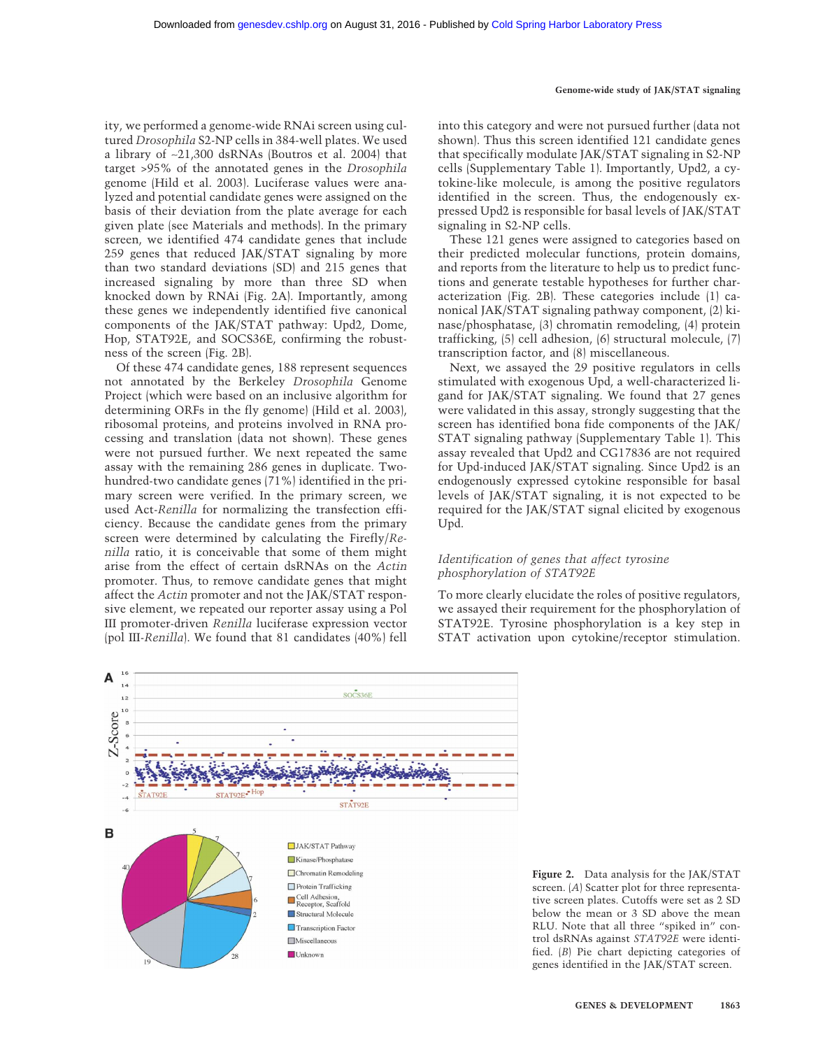ity, we performed a genome-wide RNAi screen using cultured *Drosophila* S2-NP cells in 384-well plates. We used a library of ~21,300 dsRNAs (Boutros et al. 2004) that target >95% of the annotated genes in the *Drosophila* genome (Hild et al. 2003). Luciferase values were analyzed and potential candidate genes were assigned on the basis of their deviation from the plate average for each given plate (see Materials and methods). In the primary screen, we identified 474 candidate genes that include 259 genes that reduced JAK/STAT signaling by more than two standard deviations (SD) and 215 genes that increased signaling by more than three SD when knocked down by RNAi (Fig. 2A). Importantly, among these genes we independently identified five canonical components of the JAK/STAT pathway: Upd2, Dome, Hop, STAT92E, and SOCS36E, confirming the robustness of the screen (Fig. 2B).

Of these 474 candidate genes, 188 represent sequences not annotated by the Berkeley *Drosophila* Genome Project (which were based on an inclusive algorithm for determining ORFs in the fly genome) (Hild et al. 2003), ribosomal proteins, and proteins involved in RNA processing and translation (data not shown). These genes were not pursued further. We next repeated the same assay with the remaining 286 genes in duplicate. Two-hundred-two candidate genes (71%) identified in the primary screen were verified. In the primary screen, we used Act-*Renilla* for normalizing the transfection efficiency. Because the candidate genes from the primary screen were determined by calculating the Firefly/*Renilla* ratio, it is conceivable that some of them might arise from the effect of certain dsRNAs on the *Actin* promoter. Thus, to remove candidate genes that might affect the *Actin* promoter and not the JAK/STAT responsive element, we repeated our reporter assay using a Pol III promoter-driven *Renilla* luciferase expression vector (pol III-*Renilla*). We found that 81 candidates (40%) fell into this category and were not pursued further (data not shown). Thus this screen identified 121 candidate genes that specifically modulate JAK/STAT signaling in S2-NP cells (Supplementary Table 1). Importantly, Upd2, a cytokine-like molecule, is among the positive regulators identified in the screen. Thus, the endogenously expressed Upd2 is responsible for basal levels of JAK/STAT signaling in S2-NP cells.

These 121 genes were assigned to categories based on their predicted molecular functions, protein domains, and reports from the literature to help us to predict functions and generate testable hypotheses for further characterization (Fig. 2B). These categories include (1) canonical JAK/STAT signaling pathway component, (2) kinase/phosphatase, (3) chromatin remodeling, (4) protein trafficking, (5) cell adhesion, (6) structural molecule, (7) transcription factor, and (8) miscellaneous.

Next, we assayed the 29 positive regulators in cells stimulated with exogenous Upd, a well-characterized ligand for JAK/STAT signaling. We found that 27 genes were validated in this assay, strongly suggesting that the screen has identified bona fide components of the JAK/STAT signaling pathway (Supplementary Table 1). This assay revealed that Upd2 and CG17836 are not required for Upd-induced JAK/STAT signaling. Since Upd2 is an endogenously expressed cytokine responsible for basal levels of JAK/STAT signaling, it is not expected to be required for the JAK/STAT signal elicited by exogenous Upd.

### *Identification of genes that affect tyrosine phosphorylation of STAT92E*

To more clearly elucidate the roles of positive regulators, we assayed their requirement for the phosphorylation of STAT92E. Tyrosine phosphorylation is a key step in STAT activation upon cytokine/receptor stimulation.

**Figure 2.** Data analysis for the JAK/STAT screen. (*A*) Scatter plot for three representative screen plates. Cutoffs were set as 2 SD below the mean or 3 SD above the mean RLU. Note that all three "spiked in" control dsRNAs against *STAT92E* were identified. (*B*) Pie chart depicting categories of genes identified in the JAK/STAT screen.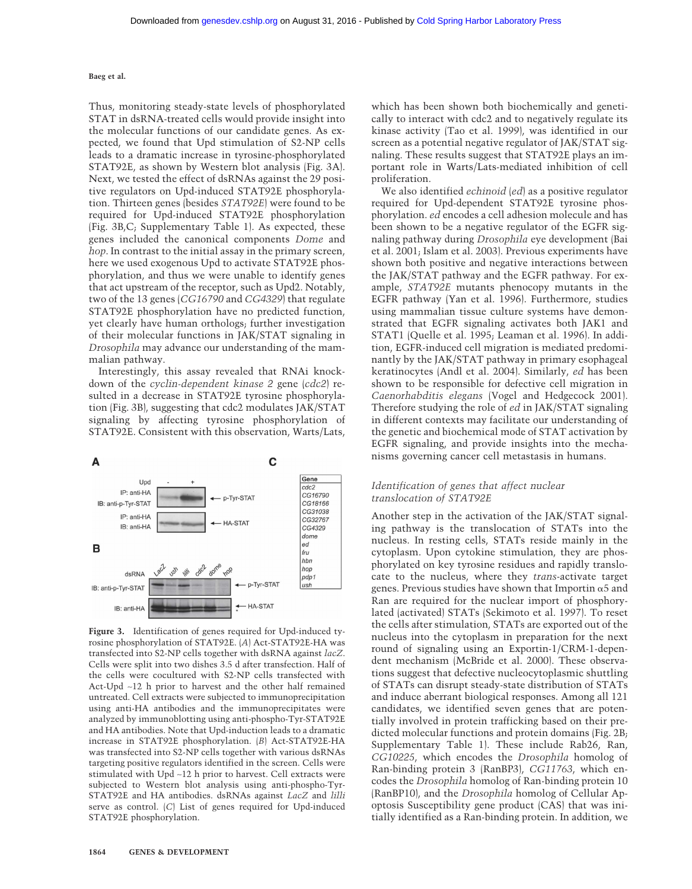Thus, monitoring steady-state levels of phosphorylated STAT in dsRNA-treated cells would provide insight into the molecular functions of our candidate genes. As expected, we found that Upd stimulation of S2-NP cells leads to a dramatic increase in tyrosine-phosphorylated STAT92E, as shown by Western blot analysis (Fig. 3A). Next, we tested the effect of dsRNAs against the 29 positive regulators on Upd-induced STAT92E phosphorylation. Thirteen genes (besides *STAT92E*) were found to be required for Upd-induced STAT92E phosphorylation (Fig. 3B,C; Supplementary Table 1). As expected, these genes included the canonical components *Dome* and *hop*. In contrast to the initial assay in the primary screen, here we used exogenous Upd to activate STAT92E phosphorylation, and thus we were unable to identify genes that act upstream of the receptor, such as Upd2. Notably, two of the 13 genes (*CG16790* and *CG4329*) that regulate STAT92E phosphorylation have no predicted function, yet clearly have human orthologs; further investigation of their molecular functions in JAK/STAT signaling in *Drosophila* may advance our understanding of the mammalian pathway.

Interestingly, this assay revealed that RNAi knockdown of the *cyclin-dependent kinase 2* gene (*cdc2*) resulted in a decrease in STAT92E tyrosine phosphorylation (Fig. 3B), suggesting that cdc2 modulates JAK/STAT signaling by affecting tyrosine phosphorylation of STAT92E. Consistent with this observation, Warts/Lats, which has been shown both biochemically and genetically to interact with cdc2 and to negatively regulate its kinase activity (Tao et al. 1999), was identified in our screen as a potential negative regulator of JAK/STAT signaling. These results suggest that STAT92E plays an important role in Warts/Lats-mediated inhibition of cell proliferation.

| Gene |
|---|
| *cdc2* |
| *CG16790* |
| *CG18166* |
| *CG31038* |
| *CG32767* |
| *CG4329* |
| *dome* |
| *ed* |
| *fru* |
| *hbn* |
| *hop* |
| *pdp1* |
| *ush* |

**Figure 3.** Identification of genes required for Upd-induced tyrosine phosphorylation of STAT92E. (*A*) Act-STAT92E-HA was transfected into S2-NP cells together with dsRNA against *lacZ*. Cells were split into two dishes 3 d after transfection. Half of the cells were cocultured with S2-NP cells transfected with Act-Upd ~12 h prior to harvest and the other half remained untreated. Cell extracts were subjected to immunoprecipitation using anti-HA antibodies and the immunoprecipitates were analyzed by immunoblotting using anti-phospho-Tyr-STAT92E and HA antibodies. Note that Upd-induction leads to a dramatic increase in STAT92E phosphorylation. (*B*) Act-STAT92E-HA was transfected into S2-NP cells together with various dsRNAs targeting positive regulators identified in the screen. Cells were stimulated with Upd ~12 h prior to harvest. Cell extracts were subjected to Western blot analysis using anti-phospho-Tyr-STAT92E and HA antibodies. dsRNAs against *LacZ* and *lilli* serve as control. (*C*) List of genes required for Upd-induced STAT92E phosphorylation.

We also identified *echinoid* (*ed*) as a positive regulator required for Upd-dependent STAT92E tyrosine phosphorylation. *ed* encodes a cell adhesion molecule and has been shown to be a negative regulator of the EGFR signaling pathway during *Drosophila* eye development (Bai et al. 2001; Islam et al. 2003). Previous experiments have shown both positive and negative interactions between the JAK/STAT pathway and the EGFR pathway. For example, *STAT92E* mutants phenocopy mutants in the EGFR pathway (Yan et al. 1996). Furthermore, studies using mammalian tissue culture systems have demonstrated that EGFR signaling activates both JAK1 and STAT1 (Quelle et al. 1995; Leaman et al. 1996). In addition, EGFR-induced cell migration is mediated predominantly by the JAK/STAT pathway in primary esophageal keratinocytes (Andl et al. 2004). Similarly, *ed* has been shown to be responsible for defective cell migration in *Caenorhabditis elegans* (Vogel and Hedgecock 2001). Therefore studying the role of *ed* in JAK/STAT signaling in different contexts may facilitate our understanding of the genetic and biochemical mode of STAT activation by EGFR signaling, and provide insights into the mechanisms governing cancer cell metastasis in humans.

### *Identification of genes that affect nuclear translocation of STAT92E*

Another step in the activation of the JAK/STAT signaling pathway is the translocation of STATs into the nucleus. In resting cells, STATs reside mainly in the cytoplasm. Upon cytokine stimulation, they are phosphorylated on key tyrosine residues and rapidly translocate to the nucleus, where they *trans*-activate target genes. Previous studies have shown that Importin α5 and Ran are required for the nuclear import of phosphorylated (activated) STATs (Sekimoto et al. 1997). To reset the cells after stimulation, STATs are exported out of the nucleus into the cytoplasm in preparation for the next round of signaling using an Exportin-1/CRM-1-dependent mechanism (McBride et al. 2000). These observations suggest that defective nucleocytoplasmic shuttling of STATs can disrupt steady-state distribution of STATs and induce aberrant biological responses. Among all 121 candidates, we identified seven genes that are potentially involved in protein trafficking based on their predicted molecular functions and protein domains (Fig. 2B; Supplementary Table 1). These include Rab26, Ran, *CG10225*, which encodes the *Drosophila* homolog of Ran-binding protein 3 (RanBP3), *CG11763*, which encodes the *Drosophila* homolog of Ran-binding protein 10 (RanBP10), and the *Drosophila* homolog of Cellular Apoptosis Susceptibility gene product (CAS) that was initially identified as a Ran-binding protein. In addition, we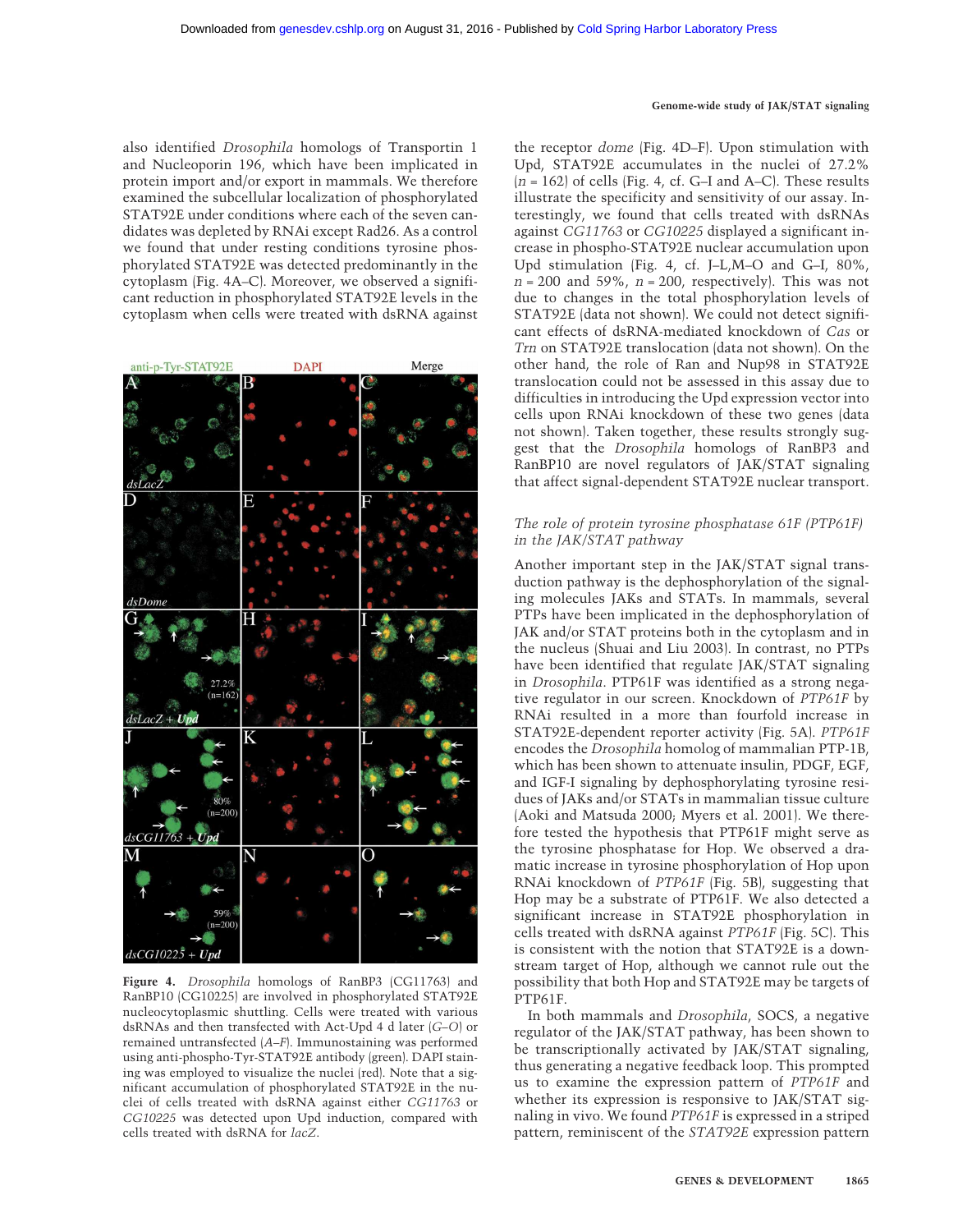also identified *Drosophila* homologs of Transportin 1 and Nucleoporin 196, which have been implicated in protein import and/or export in mammals. We therefore examined the subcellular localization of phosphorylated STAT92E under conditions where each of the seven candidates was depleted by RNAi except Rad26. As a control we found that under resting conditions tyrosine phosphorylated STAT92E was detected predominantly in the cytoplasm (Fig. 4A–C). Moreover, we observed a significant reduction in phosphorylated STAT92E levels in the cytoplasm when cells were treated with dsRNA against the receptor *dome* (Fig. 4D–F). Upon stimulation with Upd, STAT92E accumulates in the nuclei of 27.2% (*n* = 162) of cells (Fig. 4, cf. G–I and A–C). These results illustrate the specificity and sensitivity of our assay. Interestingly, we found that cells treated with dsRNAs against *CG11763* or *CG10225* displayed a significant increase in phospho-STAT92E nuclear accumulation upon Upd stimulation (Fig. 4, cf. J–L,M–O and G–I, 80%, *n* = 200 and 59%, *n* = 200, respectively). This was not due to changes in the total phosphorylation levels of STAT92E (data not shown). We could not detect significant effects of dsRNA-mediated knockdown of *Cas* or *Trn* on STAT92E translocation (data not shown). On the other hand, the role of Ran and Nup98 in STAT92E translocation could not be assessed in this assay due to difficulties in introducing the Upd expression vector into cells upon RNAi knockdown of these two genes (data not shown). Taken together, these results strongly suggest that the *Drosophila* homologs of RanBP3 and RanBP10 are novel regulators of JAK/STAT signaling that affect signal-dependent STAT92E nuclear transport.

**Figure 4.** *Drosophila* homologs of RanBP3 (CG11763) and RanBP10 (CG10225) are involved in phosphorylated STAT92E nucleocytoplasmic shuttling. Cells were treated with various dsRNAs and then transfected with Act-Upd 4 d later (*G*–*O*) or remained untransfected (*A*–*F*). Immunostaining was performed using anti-phospho-Tyr-STAT92E antibody (green). DAPI staining was employed to visualize the nuclei (red). Note that a significant accumulation of phosphorylated STAT92E in the nuclei of cells treated with dsRNA against either *CG11763* or *CG10225* was detected upon Upd induction, compared with cells treated with dsRNA for *lacZ*.

### *The role of protein tyrosine phosphatase 61F (PTP61F) in the JAK/STAT pathway*

Another important step in the JAK/STAT signal transduction pathway is the dephosphorylation of the signaling molecules JAKs and STATs. In mammals, several PTPs have been implicated in the dephosphorylation of JAK and/or STAT proteins both in the cytoplasm and in the nucleus (Shuai and Liu 2003). In contrast, no PTPs have been identified that regulate JAK/STAT signaling in *Drosophila*. PTP61F was identified as a strong negative regulator in our screen. Knockdown of *PTP61F* by RNAi resulted in a more than fourfold increase in STAT92E-dependent reporter activity (Fig. 5A). *PTP61F* encodes the *Drosophila* homolog of mammalian PTP-1B, which has been shown to attenuate insulin, PDGF, EGF, and IGF-I signaling by dephosphorylating tyrosine residues of JAKs and/or STATs in mammalian tissue culture (Aoki and Matsuda 2000; Myers et al. 2001). We therefore tested the hypothesis that PTP61F might serve as the tyrosine phosphatase for Hop. We observed a dramatic increase in tyrosine phosphorylation of Hop upon RNAi knockdown of *PTP61F* (Fig. 5B), suggesting that Hop may be a substrate of PTP61F. We also detected a significant increase in STAT92E phosphorylation in cells treated with dsRNA against *PTP61F* (Fig. 5C). This is consistent with the notion that STAT92E is a downstream target of Hop, although we cannot rule out the possibility that both Hop and STAT92E may be targets of PTP61F.

In both mammals and *Drosophila*, SOCS, a negative regulator of the JAK/STAT pathway, has been shown to be transcriptionally activated by JAK/STAT signaling, thus generating a negative feedback loop. This prompted us to examine the expression pattern of *PTP61F* and whether its expression is responsive to JAK/STAT signaling in vivo. We found *PTP61F* is expressed in a striped pattern, reminiscent of the *STAT92E* expression pattern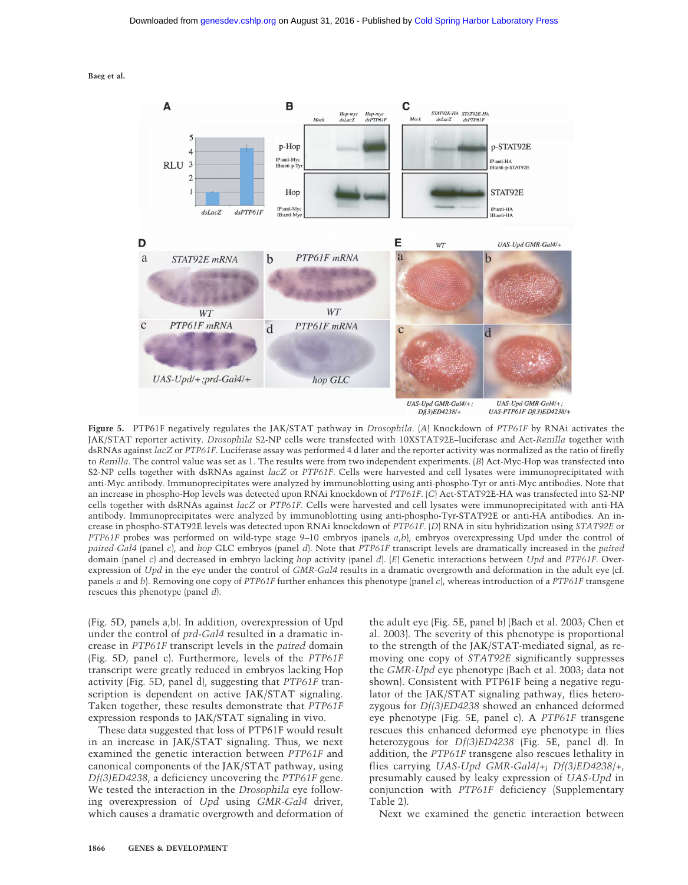**Figure 5.** PTP61F negatively regulates the JAK/STAT pathway in *Drosophila*. (*A*) Knockdown of *PTP61F* by RNAi activates the JAK/STAT reporter activity. *Drosophila* S2-NP cells were transfected with 10XSTAT92E–luciferase and Act-*Renilla* together with dsRNAs against *lacZ* or *PTP61F*. Luciferase assay was performed 4 d later and the reporter activity was normalized as the ratio of firefly to *Renilla*. The control value was set as 1. The results were from two independent experiments. (*B*) Act-Myc-Hop was transfected into S2-NP cells together with dsRNAs against *lacZ* or *PTP61F*. Cells were harvested and cell lysates were immunoprecipitated with anti-Myc antibody. Immunoprecipitates were analyzed by immunoblotting using anti-phospho-Tyr or anti-Myc antibodies. Note that an increase in phospho-Hop levels was detected upon RNAi knockdown of *PTP61F*. (*C*) Act-STAT92E-HA was transfected into S2-NP cells together with dsRNAs against *lacZ* or *PTP61F*. Cells were harvested and cell lysates were immunoprecipitated with anti-HA antibody. Immunoprecipitates were analyzed by immunoblotting using anti-phospho-Tyr-STAT92E or anti-HA antibodies. An increase in phospho-STAT92E levels was detected upon RNAi knockdown of *PTP61F*. (*D*) RNA in situ hybridization using *STAT92E* or *PTP61F* probes was performed on wild-type stage 9–10 embryos (panels *a*,*b*), embryos overexpressing Upd under the control of *paired-Gal4* (panel *c*), and *hop* GLC embryos (panel *d*). Note that *PTP61F* transcript levels are dramatically increased in the *paired* domain (panel *c*) and decreased in embryo lacking *hop* activity (panel *d*). (*E*) Genetic interactions between *Upd* and *PTP61F*. Overexpression of *Upd* in the eye under the control of *GMR-Gal4* results in a dramatic overgrowth and deformation in the adult eye (cf. panels *a* and *b*). Removing one copy of *PTP61F* further enhances this phenotype (panel *c*), whereas introduction of a *PTP61F* transgene rescues this phenotype (panel *d*).

(Fig. 5D, panels a,b). In addition, overexpression of Upd under the control of *prd-Gal4* resulted in a dramatic increase in *PTP61F* transcript levels in the *paired* domain (Fig. 5D, panel c). Furthermore, levels of the *PTP61F* transcript were greatly reduced in embryos lacking Hop activity (Fig. 5D, panel d), suggesting that *PTP61F* transcription is dependent on active JAK/STAT signaling. Taken together, these results demonstrate that *PTP61F* expression responds to JAK/STAT signaling in vivo.

These data suggested that loss of PTP61F would result in an increase in JAK/STAT signaling. Thus, we next examined the genetic interaction between *PTP61F* and canonical components of the JAK/STAT pathway, using *Df(3)ED4238*, a deficiency uncovering the *PTP61F* gene. We tested the interaction in the *Drosophila* eye following overexpression of *Upd* using *GMR-Gal4* driver, which causes a dramatic overgrowth and deformation of the adult eye (Fig. 5E, panel b) (Bach et al. 2003; Chen et al. 2003). The severity of this phenotype is proportional to the strength of the JAK/STAT-mediated signal, as removing one copy of *STAT92E* significantly suppresses the *GMR-Upd* eye phenotype (Bach et al. 2003; data not shown). Consistent with PTP61F being a negative regulator of the JAK/STAT signaling pathway, flies heterozygous for *Df(3)ED4238* showed an enhanced deformed eye phenotype (Fig. 5E, panel c). A *PTP61F* transgene rescues this enhanced deformed eye phenotype in flies heterozygous for *Df(3)ED4238* (Fig. 5E, panel d). In addition, the *PTP61F* transgene also rescues lethality in flies carrying *UAS-Upd GMR-Gal4*/+; *Df(3)ED4238*/+, presumably caused by leaky expression of *UAS-Upd* in conjunction with *PTP61F* deficiency (Supplementary Table 2).

Next we examined the genetic interaction between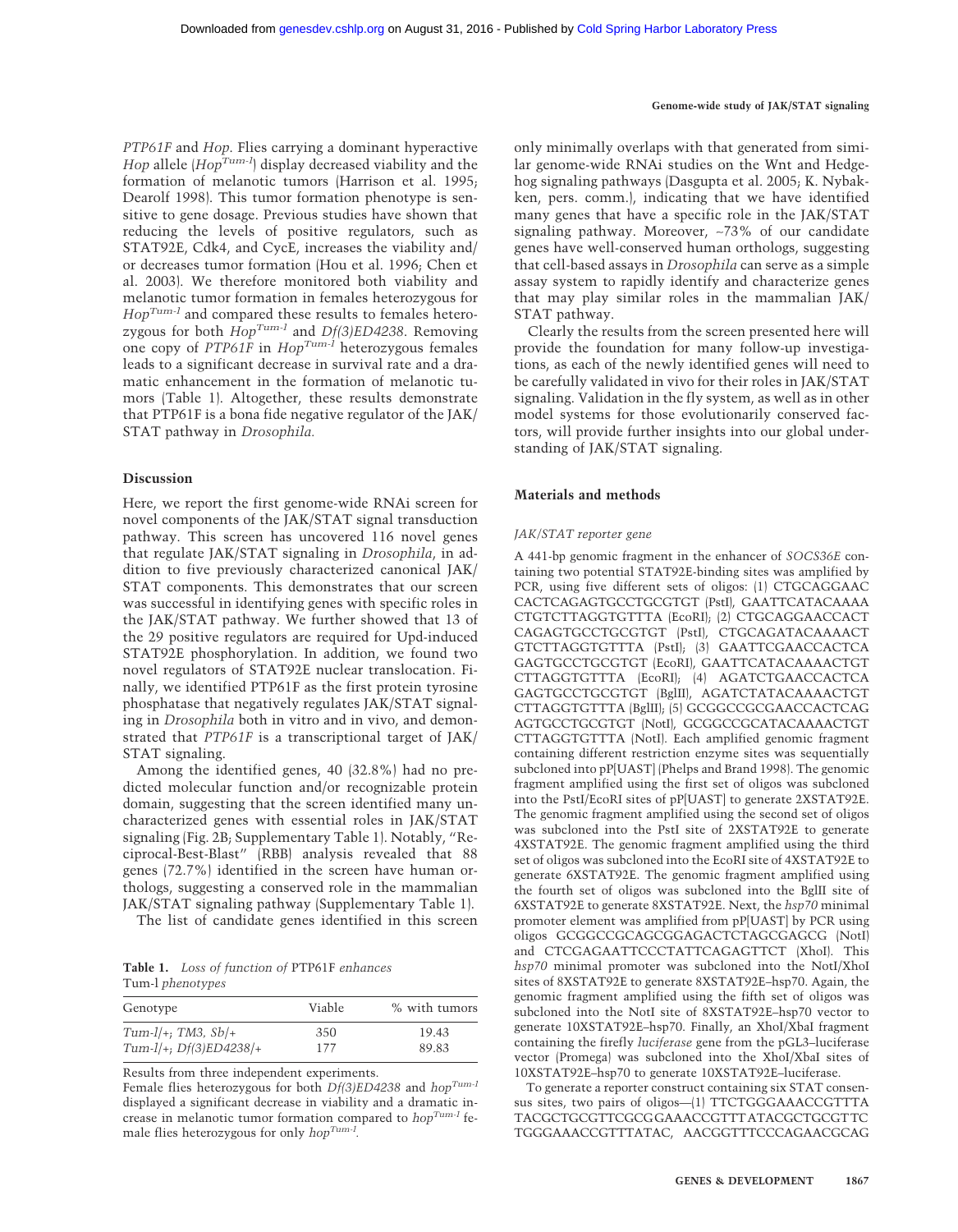*PTP61F* and *Hop*. Flies carrying a dominant hyperactive *Hop* allele ($Hop^{Tum-l}$) display decreased viability and the formation of melanotic tumors (Harrison et al. 1995; Dearolf 1998). This tumor formation phenotype is sensitive to gene dosage. Previous studies have shown that reducing the levels of positive regulators, such as STAT92E, Cdk4, and CycE, increases the viability and/or decreases tumor formation (Hou et al. 1996; Chen et al. 2003). We therefore monitored both viability and melanotic tumor formation in females heterozygous for $Hop^{Tum-l}$ and compared these results to females heterozygous for both $Hop^{Tum-l}$ and *Df(3)ED4238*. Removing one copy of *PTP61F* in $Hop^{Tum-l}$ heterozygous females leads to a significant decrease in survival rate and a dramatic enhancement in the formation of melanotic tumors (Table 1). Altogether, these results demonstrate that PTP61F is a bona fide negative regulator of the JAK/STAT pathway in *Drosophila*.

## Discussion

Here, we report the first genome-wide RNAi screen for novel components of the JAK/STAT signal transduction pathway. This screen has uncovered 116 novel genes that regulate JAK/STAT signaling in *Drosophila*, in addition to five previously characterized canonical JAK/STAT components. This demonstrates that our screen was successful in identifying genes with specific roles in the JAK/STAT pathway. We further showed that 13 of the 29 positive regulators are required for Upd-induced STAT92E phosphorylation. In addition, we found two novel regulators of STAT92E nuclear translocation. Finally, we identified PTP61F as the first protein tyrosine phosphatase that negatively regulates JAK/STAT signaling in *Drosophila* both in vitro and in vivo, and demonstrated that *PTP61F* is a transcriptional target of JAK/STAT signaling.

Among the identified genes, 40 (32.8%) had no predicted molecular function and/or recognizable protein domain, suggesting that the screen identified many uncharacterized genes with essential roles in JAK/STAT signaling (Fig. 2B; Supplementary Table 1). Notably, "Reciprocal-Best-Blast" (RBB) analysis revealed that 88 genes (72.7%) identified in the screen have human orthologs, suggesting a conserved role in the mammalian JAK/STAT signaling pathway (Supplementary Table 1).

The list of candidate genes identified in this screen only minimally overlaps with that generated from similar genome-wide RNAi studies on the Wnt and Hedgehog signaling pathways (Dasgupta et al. 2005; K. Nybakken, pers. comm.), indicating that we have identified many genes that have a specific role in the JAK/STAT signaling pathway. Moreover, ~73% of our candidate genes have well-conserved human orthologs, suggesting that cell-based assays in *Drosophila* can serve as a simple assay system to rapidly identify and characterize genes that may play similar roles in the mammalian JAK/STAT pathway.

Clearly the results from the screen presented here will provide the foundation for many follow-up investigations, as each of the newly identified genes will need to be carefully validated in vivo for their roles in JAK/STAT signaling. Validation in the fly system, as well as in other model systems for those evolutionarily conserved factors, will provide further insights into our global understanding of JAK/STAT signaling.

**Table 1.** *Loss of function of* PTP61F *enhances* Tum-l *phenotypes*

| Genotype | Viable | % with tumors |
|---|---|---|
| *Tum-l/+; TM3, Sb/+* | 350 | 19.43 |
| *Tum-l/+; Df(3)ED4238/+* | 177 | 89.83 |

Results from three independent experiments.
Female flies heterozygous for both *Df(3)ED4238* and $hop^{Tum-l}$ displayed a significant decrease in viability and a dramatic increase in melanotic tumor formation compared to $hop^{Tum-l}$ female flies heterozygous for only $hop^{Tum-l}$.

## Materials and methods

### *JAK/STAT reporter gene*

A 441-bp genomic fragment in the enhancer of *SOCS36E* containing two potential STAT92E-binding sites was amplified by PCR, using five different sets of oligos: (1) CTGCAGGAAC CACTCAGAGTGCCTGCGTGT (PstI), GAATTCATACAAAA CTGTCTTAGGTGTTTA (EcoRI); (2) CTGCAGGAACCACT CAGAGTGCCTGCGTGT (PstI), CTGCAGATACAAAACT GTCTTAGGTGTTTA (PstI); (3) GAATTCGAACCACTCA GAGTGCCTGCGTGT (EcoRI), GAATTCATACAAAACTGT CTTAGGTGTTTA (EcoRI); (4) AGATCTGAACCACTCA GAGTGCCTGCGTGT (BglII), AGATCTATACAAAACTGT CTTAGGTGTTTA (BglII); (5) GCGGCCGCGAACCACTCAG AGTGCCTGCGTGT (NotI), GCGGCCGCATACAAAACTGT CTTAGGTGTTTA (NotI). Each amplified genomic fragment containing different restriction enzyme sites was sequentially subcloned into pP[UAST] (Phelps and Brand 1998). The genomic fragment amplified using the first set of oligos was subcloned into the PstI/EcoRI sites of pP[UAST] to generate 2XSTAT92E. The genomic fragment amplified using the second set of oligos was subcloned into the PstI site of 2XSTAT92E to generate 4XSTAT92E. The genomic fragment amplified using the third set of oligos was subcloned into the EcoRI site of 4XSTAT92E to generate 6XSTAT92E. The genomic fragment amplified using the fourth set of oligos was subcloned into the BglII site of 6XSTAT92E to generate 8XSTAT92E. Next, the *hsp70* minimal promoter element was amplified from pP[UAST] by PCR using oligos GCGGCCGCAGCGGAGACTCTAGCGAGCG (NotI) and CTCGAGAATTCCCTATTCAGAGTTCT (XhoI). This *hsp70* minimal promoter was subcloned into the NotI/XhoI sites of 8XSTAT92E to generate 8XSTAT92E–hsp70. Again, the genomic fragment amplified using the fifth set of oligos was subcloned into the NotI site of 8XSTAT92E–hsp70 vector to generate 10XSTAT92E–hsp70. Finally, an XhoI/XbaI fragment containing the firefly *luciferase* gene from the pGL3–luciferase vector (Promega) was subcloned into the XhoI/XbaI sites of 10XSTAT92E–hsp70 to generate 10XSTAT92E–luciferase.

To generate a reporter construct containing six STAT consensus sites, two pairs of oligos—(1) TTCTGGGAAACCGTTTA TACGCTGCGTTCGCGGAAACCGTTTATACGCTGCGTTC TGGGAAACCGTTTATAC, AACGGTTTCCCAGAACGCAG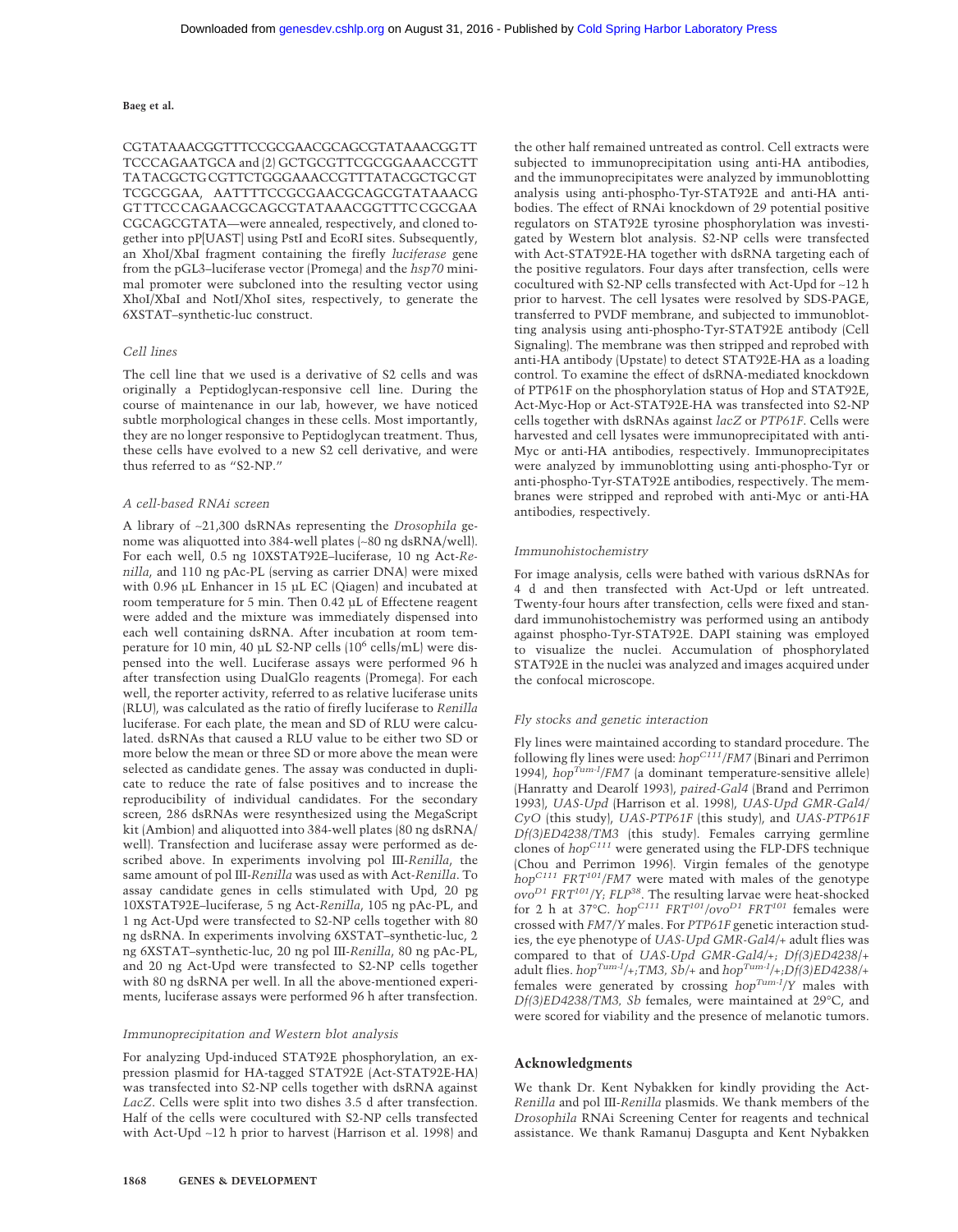CGTATAAACGGTTTCCGCGAACGCAGCGTATAAACGGTT TCCCAGAATGCA and (2) GCTGCGTTCGCGGAAACCGTT TATACGCTGCGTTCTGGGAAACCGTTTATACGCTGCGT TCGCGGAA, AATTTTCCGCGAACGCAGCGTATAAACG GTTTCCCAGAACGCAGCGTATAAACGGTTTCCGCGAA CGCAGCGTATA—were annealed, respectively, and cloned together into pP[UAST] using PstI and EcoRI sites. Subsequently, an XhoI/XbaI fragment containing the firefly *luciferase* gene from the pGL3–luciferase vector (Promega) and the *hsp70* minimal promoter were subcloned into the resulting vector using XhoI/XbaI and NotI/XhoI sites, respectively, to generate the 6XSTAT–synthetic-luc construct.

### Cell lines

The cell line that we used is a derivative of S2 cells and was originally a Peptidoglycan-responsive cell line. During the course of maintenance in our lab, however, we have noticed subtle morphological changes in these cells. Most importantly, they are no longer responsive to Peptidoglycan treatment. Thus, these cells have evolved to a new S2 cell derivative, and were thus referred to as "S2-NP."

### A cell-based RNAi screen

A library of ~21,300 dsRNAs representing the *Drosophila* genome was aliquotted into 384-well plates (~80 ng dsRNA/well). For each well, 0.5 ng 10XSTAT92E–luciferase, 10 ng Act-*Renilla*, and 110 ng pAc-PL (serving as carrier DNA) were mixed with 0.96 µL Enhancer in 15 µL EC (Qiagen) and incubated at room temperature for 5 min. Then 0.42 µL of Effectene reagent were added and the mixture was immediately dispensed into each well containing dsRNA. After incubation at room temperature for 10 min, 40 µL S2-NP cells ($10^6$ cells/mL) were dispensed into the well. Luciferase assays were performed 96 h after transfection using DualGlo reagents (Promega). For each well, the reporter activity, referred to as relative luciferase units (RLU), was calculated as the ratio of firefly luciferase to *Renilla* luciferase. For each plate, the mean and SD of RLU were calculated. dsRNAs that caused a RLU value to be either two SD or more below the mean or three SD or more above the mean were selected as candidate genes. The assay was conducted in duplicate to reduce the rate of false positives and to increase the reproducibility of individual candidates. For the secondary screen, 286 dsRNAs were resynthesized using the MegaScript kit (Ambion) and aliquotted into 384-well plates (80 ng dsRNA/well). Transfection and luciferase assay were performed as described above. In experiments involving pol III-*Renilla*, the same amount of pol III-*Renilla* was used as with Act-*Renilla*. To assay candidate genes in cells stimulated with Upd, 20 pg 10XSTAT92E–luciferase, 5 ng Act-*Renilla*, 105 ng pAc-PL, and 1 ng Act-Upd were transfected to S2-NP cells together with 80 ng dsRNA. In experiments involving 6XSTAT–synthetic-luc, 2 ng 6XSTAT–synthetic-luc, 20 ng pol III-*Renilla*, 80 ng pAc-PL, and 20 ng Act-Upd were transfected to S2-NP cells together with 80 ng dsRNA per well. In all the above-mentioned experiments, luciferase assays were performed 96 h after transfection.

### Immunoprecipitation and Western blot analysis

For analyzing Upd-induced STAT92E phosphorylation, an expression plasmid for HA-tagged STAT92E (Act-STAT92E-HA) was transfected into S2-NP cells together with dsRNA against *LacZ*. Cells were split into two dishes 3.5 d after transfection. Half of the cells were cocultured with S2-NP cells transfected with Act-Upd ~12 h prior to harvest (Harrison et al. 1998) and the other half remained untreated as control. Cell extracts were subjected to immunoprecipitation using anti-HA antibodies, and the immunoprecipitates were analyzed by immunoblotting analysis using anti-phospho-Tyr-STAT92E and anti-HA antibodies. The effect of RNAi knockdown of 29 potential positive regulators on STAT92E tyrosine phosphorylation was investigated by Western blot analysis. S2-NP cells were transfected with Act-STAT92E-HA together with dsRNA targeting each of the positive regulators. Four days after transfection, cells were cocultured with S2-NP cells transfected with Act-Upd for ~12 h prior to harvest. The cell lysates were resolved by SDS-PAGE, transferred to PVDF membrane, and subjected to immunoblotting analysis using anti-phospho-Tyr-STAT92E antibody (Cell Signaling). The membrane was then stripped and reprobed with anti-HA antibody (Upstate) to detect STAT92E-HA as a loading control. To examine the effect of dsRNA-mediated knockdown of PTP61F on the phosphorylation status of Hop and STAT92E, Act-Myc-Hop or Act-STAT92E-HA was transfected into S2-NP cells together with dsRNAs against *lacZ* or *PTP61F*. Cells were harvested and cell lysates were immunoprecipitated with anti-Myc or anti-HA antibodies, respectively. Immunoprecipitates were analyzed by immunoblotting using anti-phospho-Tyr or anti-phospho-Tyr-STAT92E antibodies, respectively. The membranes were stripped and reprobed with anti-Myc or anti-HA antibodies, respectively.

### Immunohistochemistry

For image analysis, cells were bathed with various dsRNAs for 4 d and then transfected with Act-Upd or left untreated. Twenty-four hours after transfection, cells were fixed and standard immunohistochemistry was performed using an antibody against phospho-Tyr-STAT92E. DAPI staining was employed to visualize the nuclei. Accumulation of phosphorylated STAT92E in the nuclei was analyzed and images acquired under the confocal microscope.

### Fly stocks and genetic interaction

Fly lines were maintained according to standard procedure. The following fly lines were used: $hop^{C111}$/*FM7* (Binari and Perrimon 1994), $hop^{Tum-l}$/*FM7* (a dominant temperature-sensitive allele) (Hanratty and Dearolf 1993), *paired-Gal4* (Brand and Perrimon 1993), *UAS-Upd* (Harrison et al. 1998), *UAS-Upd GMR-Gal4/CyO* (this study), *UAS-PTP61F* (this study), and *UAS-PTP61F Df(3)ED4238/TM3* (this study). Females carrying germline clones of $hop^{C111}$ were generated using the FLP-DFS technique (Chou and Perrimon 1996). Virgin females of the genotype $hop^{C111}$ $FRT^{101}$/*FM7* were mated with males of the genotype $ovo^{D1}$ $FRT^{101}$/Y; $FLP^{38}$. The resulting larvae were heat-shocked for 2 h at 37°C. $hop^{C111}$ $FRT^{101}$/$ovo^{D1}$ $FRT^{101}$ females were crossed with *FM7/Y* males. For *PTP61F* genetic interaction studies, the eye phenotype of *UAS-Upd GMR-Gal4/+* adult flies was compared to that of *UAS-Upd GMR-Gal4/+; Df(3)ED4238/+* adult flies. $hop^{Tum-l}$/+;*TM3, Sb*/+ and $hop^{Tum-l}$/+;*Df(3)ED4238/+* females were generated by crossing $hop^{Tum-l}$/Y males with *Df(3)ED4238/TM3, Sb* females, were maintained at 29°C, and were scored for viability and the presence of melanotic tumors.

## Acknowledgments

We thank Dr. Kent Nybakken for kindly providing the Act-*Renilla* and pol III-*Renilla* plasmids. We thank members of the *Drosophila* RNAi Screening Center for reagents and technical assistance. We thank Ramanuj Dasgupta and Kent Nybakken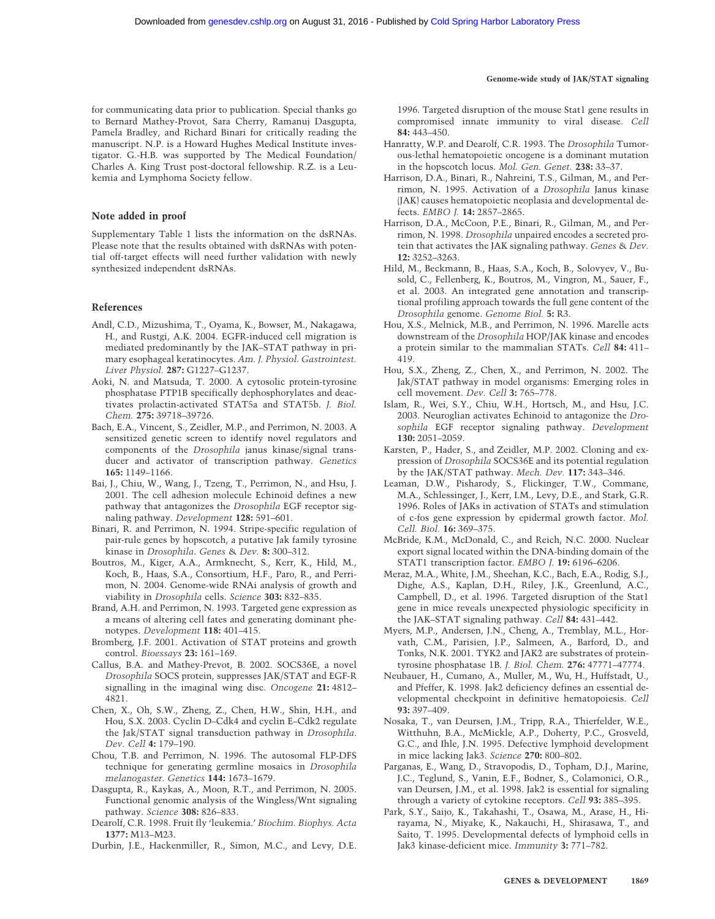for communicating data prior to publication. Special thanks go to Bernard Mathey-Provot, Sara Cherry, Ramanuj Dasgupta, Pamela Bradley, and Richard Binari for critically reading the manuscript. N.P. is a Howard Hughes Medical Institute investigator. G.-H.B. was supported by The Medical Foundation/Charles A. King Trust post-doctoral fellowship. R.Z. is a Leukemia and Lymphoma Society fellow.

## Note added in proof

Supplementary Table 1 lists the information on the dsRNAs. Please note that the results obtained with dsRNAs with potential off-target effects will need further validation with newly synthesized independent dsRNAs.

## References

Andl, C.D., Mizushima, T., Oyama, K., Bowser, M., Nakagawa, H., and Rustgi, A.K. 2004. EGFR-induced cell migration is mediated predominantly by the JAK–STAT pathway in primary esophageal keratinocytes. *Am. J. Physiol. Gastrointest. Liver Physiol.* **287:** G1227–G1237.

Aoki, N. and Matsuda, T. 2000. A cytosolic protein-tyrosine phosphatase PTP1B specifically dephosphorylates and deactivates prolactin-activated STAT5a and STAT5b. *J. Biol. Chem.* **275:** 39718–39726.

Bach, E.A., Vincent, S., Zeidler, M.P., and Perrimon, N. 2003. A sensitized genetic screen to identify novel regulators and components of the *Drosophila* janus kinase/signal transducer and activator of transcription pathway. *Genetics* **165:** 1149–1166.

Bai, J., Chiu, W., Wang, J., Tzeng, T., Perrimon, N., and Hsu, J. 2001. The cell adhesion molecule Echinoid defines a new pathway that antagonizes the *Drosophila* EGF receptor signaling pathway. *Development* **128:** 591–601.

Binari, R. and Perrimon, N. 1994. Stripe-specific regulation of pair-rule genes by hopscotch, a putative Jak family tyrosine kinase in *Drosophila*. *Genes & Dev.* **8:** 300–312.

Boutros, M., Kiger, A.A., Armknecht, S., Kerr, K., Hild, M., Koch, B., Haas, S.A., Consortium, H.F., Paro, R., and Perrimon, N. 2004. Genome-wide RNAi analysis of growth and viability in *Drosophila* cells. *Science* **303:** 832–835.

Brand, A.H. and Perrimon, N. 1993. Targeted gene expression as a means of altering cell fates and generating dominant phenotypes. *Development* **118:** 401–415.

Bromberg, J.F. 2001. Activation of STAT proteins and growth control. *Bioessays* **23:** 161–169.

Callus, B.A. and Mathey-Prevot, B. 2002. SOCS36E, a novel *Drosophila* SOCS protein, suppresses JAK/STAT and EGF-R signalling in the imaginal wing disc. *Oncogene* **21:** 4812–4821.

Chen, X., Oh, S.W., Zheng, Z., Chen, H.W., Shin, H.H., and Hou, S.X. 2003. Cyclin D–Cdk4 and cyclin E–Cdk2 regulate the Jak/STAT signal transduction pathway in *Drosophila*. *Dev. Cell* **4:** 179–190.

Chou, T.B. and Perrimon, N. 1996. The autosomal FLP-DFS technique for generating germline mosaics in *Drosophila melanogaster*. *Genetics* **144:** 1673–1679.

Dasgupta, R., Kaykas, A., Moon, R.T., and Perrimon, N. 2005. Functional genomic analysis of the Wingless/Wnt signaling pathway. *Science* **308:** 826–833.

Dearolf, C.R. 1998. Fruit fly 'leukemia.' *Biochim. Biophys. Acta* **1377:** M13–M23.

Durbin, J.E., Hackenmiller, R., Simon, M.C., and Levy, D.E. 1996. Targeted disruption of the mouse Stat1 gene results in compromised innate immunity to viral disease. *Cell* **84:** 443–450.

Hanratty, W.P. and Dearolf, C.R. 1993. The *Drosophila* Tumorous-lethal hematopoietic oncogene is a dominant mutation in the hopscotch locus. *Mol. Gen. Genet.* **238:** 33–37.

Harrison, D.A., Binari, R., Nahreini, T.S., Gilman, M., and Perrimon, N. 1995. Activation of a *Drosophila* Janus kinase (JAK) causes hematopoietic neoplasia and developmental defects. *EMBO J.* **14:** 2857–2865.

Harrison, D.A., McCoon, P.E., Binari, R., Gilman, M., and Perrimon, N. 1998. *Drosophila* unpaired encodes a secreted protein that activates the JAK signaling pathway. *Genes & Dev.* **12:** 3252–3263.

Hild, M., Beckmann, B., Haas, S.A., Koch, B., Solovyev, V., Busold, C., Fellenberg, K., Boutros, M., Vingron, M., Sauer, F., et al. 2003. An integrated gene annotation and transcriptional profiling approach towards the full gene content of the *Drosophila* genome. *Genome Biol.* **5:** R3.

Hou, X.S., Melnick, M.B., and Perrimon, N. 1996. Marelle acts downstream of the *Drosophila* HOP/JAK kinase and encodes a protein similar to the mammalian STATs. *Cell* **84:** 411–419.

Hou, S.X., Zheng, Z., Chen, X., and Perrimon, N. 2002. The Jak/STAT pathway in model organisms: Emerging roles in cell movement. *Dev. Cell* **3:** 765–778.

Islam, R., Wei, S.Y., Chiu, W.H., Hortsch, M., and Hsu, J.C. 2003. Neuroglian activates Echinoid to antagonize the *Drosophila* EGF receptor signaling pathway. *Development* **130:** 2051–2059.

Karsten, P., Hader, S., and Zeidler, M.P. 2002. Cloning and expression of *Drosophila* SOCS36E and its potential regulation by the JAK/STAT pathway. *Mech. Dev.* **117:** 343–346.

Leaman, D.W., Pisharody, S., Flickinger, T.W., Commane, M.A., Schlessinger, J., Kerr, I.M., Levy, D.E., and Stark, G.R. 1996. Roles of JAKs in activation of STATs and stimulation of c-fos gene expression by epidermal growth factor. *Mol. Cell. Biol.* **16:** 369–375.

McBride, K.M., McDonald, C., and Reich, N.C. 2000. Nuclear export signal located within the DNA-binding domain of the STAT1 transcription factor. *EMBO J.* **19:** 6196–6206.

Meraz, M.A., White, J.M., Sheehan, K.C., Bach, E.A., Rodig, S.J., Dighe, A.S., Kaplan, D.H., Riley, J.K., Greenlund, A.C., Campbell, D., et al. 1996. Targeted disruption of the Stat1 gene in mice reveals unexpected physiologic specificity in the JAK–STAT signaling pathway. *Cell* **84:** 431–442.

Myers, M.P., Andersen, J.N., Cheng, A., Tremblay, M.L., Horvath, C.M., Parisien, J.P., Salmeen, A., Barford, D., and Tonks, N.K. 2001. TYK2 and JAK2 are substrates of protein-tyrosine phosphatase 1B. *J. Biol. Chem.* **276:** 47771–47774.

Neubauer, H., Cumano, A., Muller, M., Wu, H., Huffstadt, U., and Pfeffer, K. 1998. Jak2 deficiency defines an essential developmental checkpoint in definitive hematopoiesis. *Cell* **93:** 397–409.

Nosaka, T., van Deursen, J.M., Tripp, R.A., Thierfelder, W.E., Witthuhn, B.A., McMickle, A.P., Doherty, P.C., Grosveld, G.C., and Ihle, J.N. 1995. Defective lymphoid development in mice lacking Jak3. *Science* **270:** 800–802.

Parganas, E., Wang, D., Stravopodis, D., Topham, D.J., Marine, J.C., Teglund, S., Vanin, E.F., Bodner, S., Colamonici, O.R., van Deursen, J.M., et al. 1998. Jak2 is essential for signaling through a variety of cytokine receptors. *Cell* **93:** 385–395.

Park, S.Y., Saijo, K., Takahashi, T., Osawa, M., Arase, H., Hirayama, N., Miyake, K., Nakauchi, H., Shirasawa, T., and Saito, T. 1995. Developmental defects of lymphoid cells in Jak3 kinase-deficient mice. *Immunity* **3:** 771–782.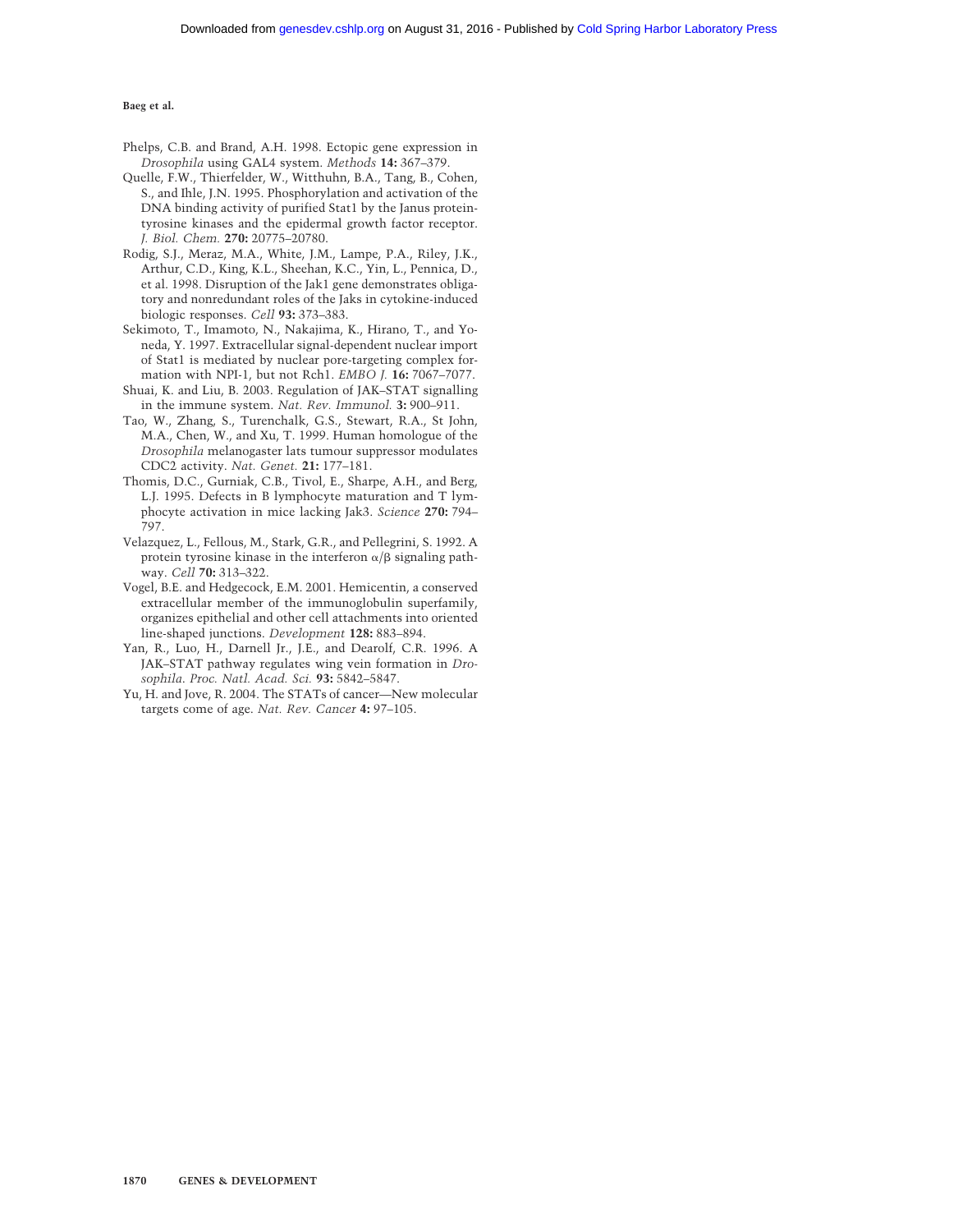Phelps, C.B. and Brand, A.H. 1998. Ectopic gene expression in *Drosophila* using GAL4 system. *Methods* **14:** 367–379.

Quelle, F.W., Thierfelder, W., Witthuhn, B.A., Tang, B., Cohen, S., and Ihle, J.N. 1995. Phosphorylation and activation of the DNA binding activity of purified Stat1 by the Janus protein-tyrosine kinases and the epidermal growth factor receptor. *J. Biol. Chem.* **270:** 20775–20780.

Rodig, S.J., Meraz, M.A., White, J.M., Lampe, P.A., Riley, J.K., Arthur, C.D., King, K.L., Sheehan, K.C., Yin, L., Pennica, D., et al. 1998. Disruption of the Jak1 gene demonstrates obligatory and nonredundant roles of the Jaks in cytokine-induced biologic responses. *Cell* **93:** 373–383.

Sekimoto, T., Imamoto, N., Nakajima, K., Hirano, T., and Yoneda, Y. 1997. Extracellular signal-dependent nuclear import of Stat1 is mediated by nuclear pore-targeting complex formation with NPI-1, but not Rch1. *EMBO J.* **16:** 7067–7077.

Shuai, K. and Liu, B. 2003. Regulation of JAK–STAT signalling in the immune system. *Nat. Rev. Immunol.* **3:** 900–911.

Tao, W., Zhang, S., Turenchalk, G.S., Stewart, R.A., St John, M.A., Chen, W., and Xu, T. 1999. Human homologue of the *Drosophila* melanogaster lats tumour suppressor modulates CDC2 activity. *Nat. Genet.* **21:** 177–181.

Thomis, D.C., Gurniak, C.B., Tivol, E., Sharpe, A.H., and Berg, L.J. 1995. Defects in B lymphocyte maturation and T lymphocyte activation in mice lacking Jak3. *Science* **270:** 794–797.

Velazquez, L., Fellous, M., Stark, G.R., and Pellegrini, S. 1992. A protein tyrosine kinase in the interferon α/β signaling pathway. *Cell* **70:** 313–322.

Vogel, B.E. and Hedgecock, E.M. 2001. Hemicentin, a conserved extracellular member of the immunoglobulin superfamily, organizes epithelial and other cell attachments into oriented line-shaped junctions. *Development* **128:** 883–894.

Yan, R., Luo, H., Darnell Jr., J.E., and Dearolf, C.R. 1996. A JAK–STAT pathway regulates wing vein formation in *Drosophila*. *Proc. Natl. Acad. Sci.* **93:** 5842–5847.

Yu, H. and Jove, R. 2004. The STATs of cancer—New molecular targets come of age. *Nat. Rev. Cancer* **4:** 97–105.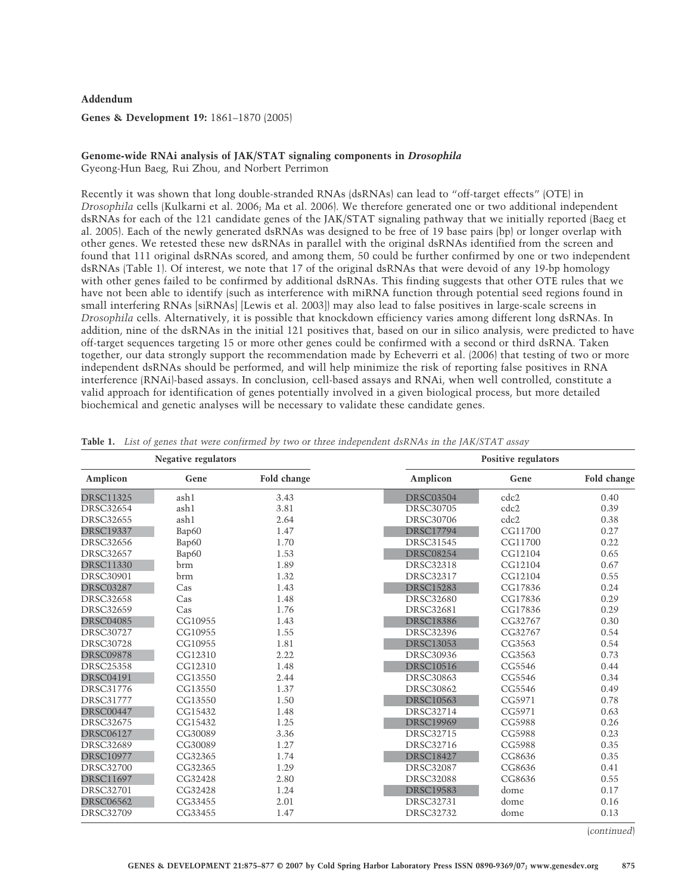**Addendum**

**Genes & Development 19:** 1861–1870 (2005)

**Genome-wide RNAi analysis of JAK/STAT signaling components in *Drosophila***
Gyeong-Hun Baeg, Rui Zhou, and Norbert Perrimon

Recently it was shown that long double-stranded RNAs (dsRNAs) can lead to "off-target effects" (OTE) in *Drosophila* cells (Kulkarni et al. 2006; Ma et al. 2006). We therefore generated one or two additional independent dsRNAs for each of the 121 candidate genes of the JAK/STAT signaling pathway that we initially reported (Baeg et al. 2005). Each of the newly generated dsRNAs was designed to be free of 19 base pairs (bp) or longer overlap with other genes. We retested these new dsRNAs in parallel with the original dsRNAs identified from the screen and found that 111 original dsRNAs scored, and among them, 50 could be further confirmed by one or two independent dsRNAs (Table 1). Of interest, we note that 17 of the original dsRNAs that were devoid of any 19-bp homology with other genes failed to be confirmed by additional dsRNAs. This finding suggests that other OTE rules that we have not been able to identify (such as interference with miRNA function through potential seed regions found in small interfering RNAs [siRNAs] [Lewis et al. 2003]) may also lead to false positives in large-scale screens in *Drosophila* cells. Alternatively, it is possible that knockdown efficiency varies among different long dsRNAs. In addition, nine of the dsRNAs in the initial 121 positives that, based on our in silico analysis, were predicted to have off-target sequences targeting 15 or more other genes could be confirmed with a second or third dsRNA. Taken together, our data strongly support the recommendation made by Echeverri et al. (2006) that testing of two or more independent dsRNAs should be performed, and will help minimize the risk of reporting false positives in RNA interference (RNAi)-based assays. In conclusion, cell-based assays and RNAi, when well controlled, constitute a valid approach for identification of genes potentially involved in a given biological process, but more detailed biochemical and genetic analyses will be necessary to validate these candidate genes.

**Table 1.** *List of genes that were confirmed by two or three independent dsRNAs in the JAK/STAT assay*

| Negative regulators | | | Positive regulators | | |
|---|---|---|---|---|---|
| Amplicon | Gene | Fold change | Amplicon | Gene | Fold change |
| DRSC11325 | ash1 | 3.43 | DRSC03504 | cdc2 | 0.40 |
| DRSC32654 | ash1 | 3.81 | DRSC30705 | cdc2 | 0.39 |
| DRSC32655 | ash1 | 2.64 | DRSC30706 | cdc2 | 0.38 |
| DRSC19337 | Bap60 | 1.47 | DRSC17794 | CG11700 | 0.27 |
| DRSC32656 | Bap60 | 1.70 | DRSC31545 | CG11700 | 0.22 |
| DRSC32657 | Bap60 | 1.53 | DRSC08254 | CG12104 | 0.65 |
| DRSC11330 | brm | 1.89 | DRSC32318 | CG12104 | 0.67 |
| DRSC30901 | brm | 1.32 | DRSC32317 | CG12104 | 0.55 |
| DRSC03287 | Cas | 1.43 | DRSC15283 | CG17836 | 0.24 |
| DRSC32658 | Cas | 1.48 | DRSC32680 | CG17836 | 0.29 |
| DRSC32659 | Cas | 1.76 | DRSC32681 | CG17836 | 0.29 |
| DRSC04085 | CG10955 | 1.43 | DRSC18386 | CG32767 | 0.30 |
| DRSC30727 | CG10955 | 1.55 | DRSC32396 | CG32767 | 0.54 |
| DRSC30728 | CG10955 | 1.81 | DRSC13053 | CG3563 | 0.54 |
| DRSC09878 | CG12310 | 2.22 | DRSC30936 | CG3563 | 0.73 |
| DRSC25358 | CG12310 | 1.48 | DRSC10516 | CG5546 | 0.44 |
| DRSC04191 | CG13550 | 2.44 | DRSC30863 | CG5546 | 0.34 |
| DRSC31776 | CG13550 | 1.37 | DRSC30862 | CG5546 | 0.49 |
| DRSC31777 | CG13550 | 1.50 | DRSC10563 | CG5971 | 0.78 |
| DRSC00447 | CG15432 | 1.48 | DRSC32714 | CG5971 | 0.63 |
| DRSC32675 | CG15432 | 1.25 | DRSC19969 | CG5988 | 0.26 |
| DRSC06127 | CG30089 | 3.36 | DRSC32715 | CG5988 | 0.23 |
| DRSC32689 | CG30089 | 1.27 | DRSC32716 | CG5988 | 0.35 |
| DRSC10977 | CG32365 | 1.74 | DRSC18427 | CG8636 | 0.35 |
| DRSC32700 | CG32365 | 1.29 | DRSC32087 | CG8636 | 0.41 |
| DRSC11697 | CG32428 | 2.80 | DRSC32088 | CG8636 | 0.55 |
| DRSC32701 | CG32428 | 1.24 | DRSC19583 | dome | 0.17 |
| DRSC06562 | CG33455 | 2.01 | DRSC32731 | dome | 0.16 |
| DRSC32709 | CG33455 | 1.47 | DRSC32732 | dome | 0.13 |

(*continued*)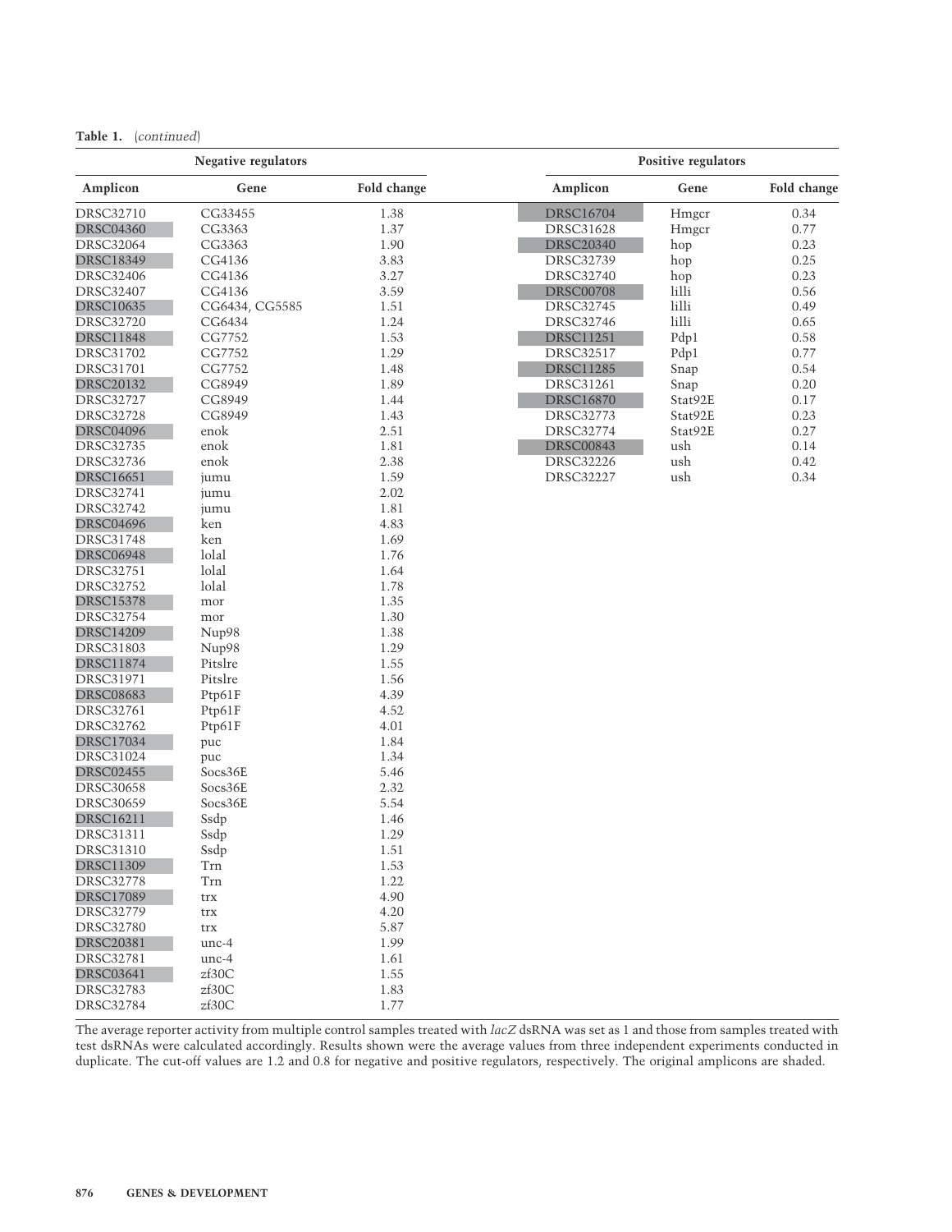**Table 1.** (*continued*)

| Negative regulators | | | Positive regulators | | |
|---|---|---|---|---|---|
| Amplicon | Gene | Fold change | Amplicon | Gene | Fold change |
| DRSC32710 | CG33455 | 1.38 | DRSC16704 | Hmgcr | 0.34 |
| DRSC04360 | CG3363 | 1.37 | DRSC31628 | Hmgcr | 0.77 |
| DRSC32064 | CG3363 | 1.90 | DRSC20340 | hop | 0.23 |
| DRSC18349 | CG4136 | 3.83 | DRSC32739 | hop | 0.25 |
| DRSC32406 | CG4136 | 3.27 | DRSC32740 | hop | 0.23 |
| DRSC32407 | CG4136 | 3.59 | DRSC00708 | lilli | 0.56 |
| DRSC10635 | CG6434, CG5585 | 1.51 | DRSC32745 | lilli | 0.49 |
| DRSC32720 | CG6434 | 1.24 | DRSC32746 | lilli | 0.65 |
| DRSC11848 | CG7752 | 1.53 | DRSC11251 | Pdp1 | 0.58 |
| DRSC31702 | CG7752 | 1.29 | DRSC32517 | Pdp1 | 0.77 |
| DRSC31701 | CG7752 | 1.48 | DRSC11285 | Snap | 0.54 |
| DRSC20132 | CG8949 | 1.89 | DRSC31261 | Snap | 0.20 |
| DRSC32727 | CG8949 | 1.44 | DRSC16870 | Stat92E | 0.17 |
| DRSC32728 | CG8949 | 1.43 | DRSC32773 | Stat92E | 0.23 |
| DRSC04096 | enok | 2.51 | DRSC32774 | Stat92E | 0.27 |
| DRSC32735 | enok | 1.81 | DRSC00843 | ush | 0.14 |
| DRSC32736 | enok | 2.38 | DRSC32226 | ush | 0.42 |
| DRSC16651 | jumu | 1.59 | DRSC32227 | ush | 0.34 |
| DRSC32741 | jumu | 2.02 | | | |
| DRSC32742 | jumu | 1.81 | | | |
| DRSC04696 | ken | 4.83 | | | |
| DRSC31748 | ken | 1.69 | | | |
| DRSC06948 | lolal | 1.76 | | | |
| DRSC32751 | lolal | 1.64 | | | |
| DRSC32752 | lolal | 1.78 | | | |
| DRSC15378 | mor | 1.35 | | | |
| DRSC32754 | mor | 1.30 | | | |
| DRSC14209 | Nup98 | 1.38 | | | |
| DRSC31803 | Nup98 | 1.29 | | | |
| DRSC11874 | Pitslre | 1.55 | | | |
| DRSC31971 | Pitslre | 1.56 | | | |
| DRSC08683 | Ptp61F | 4.39 | | | |
| DRSC32761 | Ptp61F | 4.52 | | | |
| DRSC32762 | Ptp61F | 4.01 | | | |
| DRSC17034 | puc | 1.84 | | | |
| DRSC31024 | puc | 1.34 | | | |
| DRSC02455 | Socs36E | 5.46 | | | |
| DRSC30658 | Socs36E | 2.32 | | | |
| DRSC30659 | Socs36E | 5.54 | | | |
| DRSC16211 | Ssdp | 1.46 | | | |
| DRSC31311 | Ssdp | 1.29 | | | |
| DRSC31310 | Ssdp | 1.51 | | | |
| DRSC11309 | Trn | 1.53 | | | |
| DRSC32778 | Trn | 1.22 | | | |
| DRSC17089 | trx | 4.90 | | | |
| DRSC32779 | trx | 4.20 | | | |
| DRSC32780 | trx | 5.87 | | | |
| DRSC20381 | unc-4 | 1.99 | | | |
| DRSC32781 | unc-4 | 1.61 | | | |
| DRSC03641 | zf30C | 1.55 | | | |
| DRSC32783 | zf30C | 1.83 | | | |
| DRSC32784 | zf30C | 1.77 | | | |

The average reporter activity from multiple control samples treated with *lacZ* dsRNA was set as 1 and those from samples treated with test dsRNAs were calculated accordingly. Results shown were the average values from three independent experiments conducted in duplicate. The cut-off values are 1.2 and 0.8 for negative and positive regulators, respectively. The original amplicons are shaded.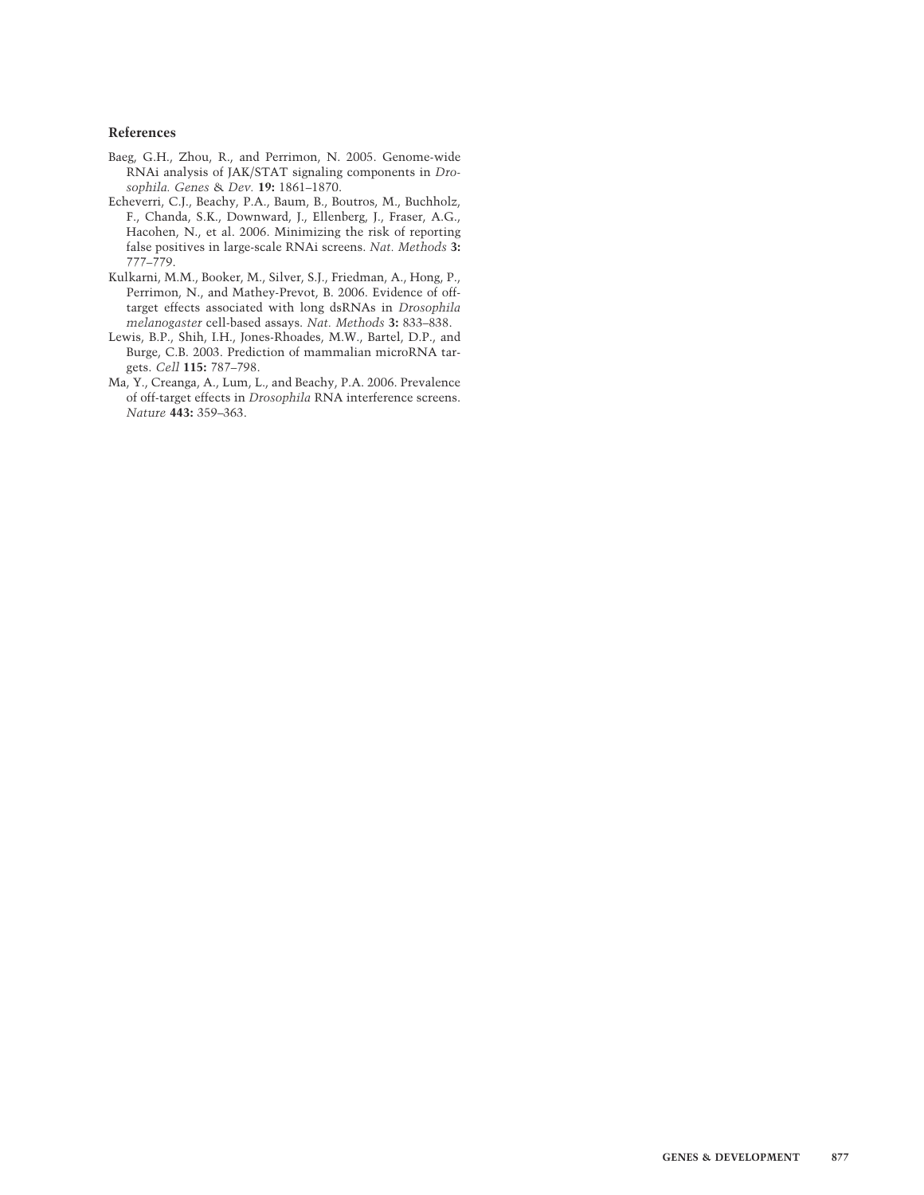## References

Baeg, G.H., Zhou, R., and Perrimon, N. 2005. Genome-wide RNAi analysis of JAK/STAT signaling components in *Drosophila*. *Genes & Dev.* **19:** 1861–1870.

Echeverri, C.J., Beachy, P.A., Baum, B., Boutros, M., Buchholz, F., Chanda, S.K., Downward, J., Ellenberg, J., Fraser, A.G., Hacohen, N., et al. 2006. Minimizing the risk of reporting false positives in large-scale RNAi screens. *Nat. Methods* **3:** 777–779.

Kulkarni, M.M., Booker, M., Silver, S.J., Friedman, A., Hong, P., Perrimon, N., and Mathey-Prevot, B. 2006. Evidence of off-target effects associated with long dsRNAs in *Drosophila melanogaster* cell-based assays. *Nat. Methods* **3:** 833–838.

Lewis, B.P., Shih, I.H., Jones-Rhoades, M.W., Bartel, D.P., and Burge, C.B. 2003. Prediction of mammalian microRNA targets. *Cell* **115:** 787–798.

Ma, Y., Creanga, A., Lum, L., and Beachy, P.A. 2006. Prevalence of off-target effects in *Drosophila* RNA interference screens. *Nature* **443:** 359–363.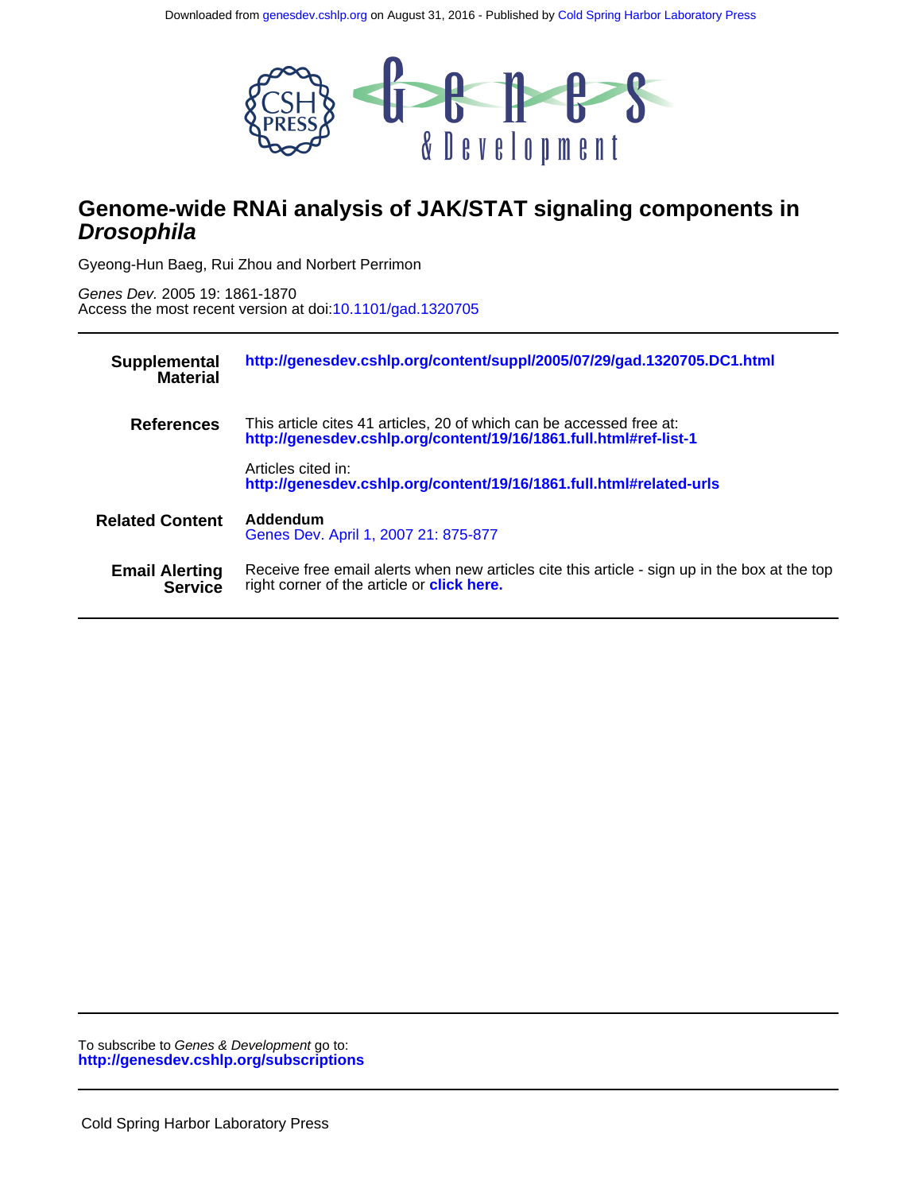Downloaded from genesdev.cshlp.org on August 31, 2016 - Published by Cold Spring Harbor Laboratory Press

# Genome-wide RNAi analysis of JAK/STAT signaling components in *Drosophila*

Gyeong-Hun Baeg, Rui Zhou and Norbert Perrimon

*Genes Dev.* 2005 19: 1861-1870
Access the most recent version at doi:10.1101/gad.1320705

| | |
|---|---|
| **Supplemental Material** | **http://genesdev.cshlp.org/content/suppl/2005/07/29/gad.1320705.DC1.html** |
| **References** | This article cites 41 articles, 20 of which can be accessed free at: **http://genesdev.cshlp.org/content/19/16/1861.full.html#ref-list-1**<br><br>Articles cited in: **http://genesdev.cshlp.org/content/19/16/1861.full.html#related-urls** |
| **Related Content** | **Addendum**<br>Genes Dev. April 1, 2007 21: 875-877 |
| **Email Alerting Service** | Receive free email alerts when new articles cite this article - sign up in the box at the top right corner of the article or **click here.** |

To subscribe to *Genes & Development* go to:
**http://genesdev.cshlp.org/subscriptions**

Cold Spring Harbor Laboratory Press